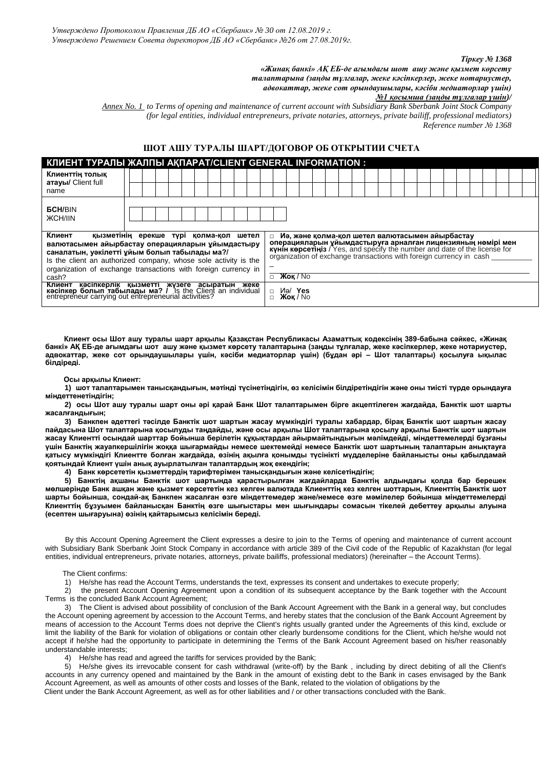*Утверждено Протоколом Правления ДБ АО «Сбербанк» № 30 от 12.08.2019 г.*
*Утверждено Решением Совета директоров ДБ АО «Сбербанк» №26 от 27.08.2019г.*

*Тіркеу № 1368*
*«Жинақ банкі» АҚ ЕБ-де ағымдағы шот ашу және қызмет көрсету талаптарына (заңды тұлғалар, жеке кәсіпкерлер, жеке нотариустер, адвокаттар, жеке сот орындаушылары, кәсіби медиаторлар үшін) №1 қосымша (заңды тұлғалар үшін)/*
*Annex No. 1 to Terms of opening and maintenance of current account with Subsidiary Bank Sberbank Joint Stock Company (for legal entities, individual entrepreneurs, private notaries, attorneys, private bailiff, professional mediators)*
*Reference number № 1368*

## ШОТ АШУ ТУРАЛЫ ШАРТ/ДОГОВОР ОБ ОТКРЫТИИ СЧЕТА

| **КЛИЕНТ ТУРАЛЫ ЖАЛПЫ АҚПАРАТ/CLIENT GENERAL INFORMATION :** | |
|---|---|
| **Клиенттің толық атауы/** Client full name | |
| **БСН**/BIN ЖСН/IIN | |
| **Клиент қызметінің ерекше түрі қолма-қол шетел валютасымен айырбастау операцияларын ұйымдастыру саналатын, уәкілетті ұйым болып табылады ма?/** Is the client an authorized company, whose sole activity is the organization of exchange transactions with foreign currency in cash? | □ **Иә, және қолма-қол шетел валютасымен айырбастау операцияларын ұйымдастыруға арналған лицензияның нөмірі мен күнін көрсетіңіз /** Yes, and specify the number and date of the license for organization of exchange transactions with foreign currency in cash ___ <br> □ **Жоқ** / No |
| **Клиент кәсіпкерлік қызметті жүзеге асыратын жеке кәсіпкер болып табылады ма? /** Is the Client an individual entrepreneur carrying out entrepreneurial activities? | □ Иә/ **Yes** <br> □ **Жоқ** / No |

**Клиент осы Шот ашу туралы шарт арқылы Қазақстан Республикасы Азаматтық кодексінің 389-бабына сәйкес, «Жинақ банкі» АҚ ЕБ-де ағымдағы шот ашу және қызмет көрсету талаптарына (заңды тұлғалар, жеке кәсіпкерлер, жеке нотариустер, адвокаттар, жеке сот орындаушылары үшін, кәсіби медиаторлар үшін) (бұдан әрі – Шот талаптары) қосылуға ықылас білдіреді.**

**Осы арқылы Клиент:**

**1) шот талаптарымен танысқандығын, мәтінді түсінетіндігін, өз келісімін білдіретіндігін және оны тиісті түрде орындауға міндеттенетіндігін;**

**2) осы Шот ашу туралы шарт оны әрі қарай Банк Шот талаптарымен бірге акцептілеген жағдайда, Банктік шот шарты жасалғандығын;**

**3) Банкпен әдеттегі тәсілде Банктік шот шартын жасау мүмкіндігі туралы хабардар, бірақ Банктік шот шартын жасау пайдасына Шот талаптарына қосылуды таңдайды, және осы арқылы Шот талаптарына қосылу арқылы Банктік шот шартын жасау Клиентті осындай шарттар бойынша берілетін құқықтардан айырмайтындығын мәлімдейді, міндеттемелерді бұзғаны үшін Банктің жауапкершілігін жоққа шығармайды немесе шектемейді немесе Банктік шот шартының талаптарын анықтауға қатысу мүмкіндігі Клиентте болған жағдайда, өзінің ақылға қонымды түсінікті мүдделеріне байланысты оны қабылдамай қоятындай Клиент үшін анық ауырлатылған талаптардың жоқ екендігін;**

**4) Банк көрсететін қызметтердің тарифтерімен танысқандығын және келісетіндігін;**

**5) Банктің ақшаны Банктік шот шартында қарастырылған жағдайларда Банктің алдындағы қолда бар берешек мөлшерінде Банк ашқан және қызмет көрсететін кез келген валютада Клиенттің кез келген шоттарын, Клиенттің Банктік шот шарты бойынша, сондай-ақ Банкпен жасалған өзге міндеттемедер және/немесе өзге мәмілелер бойынша міндеттемелерді Клиенттің бұзуымен байланысқан Банктің өзге шығыстары мен шығындары сомасын тікелей дебеттеу арқылы алуына (есептен шығаруына) өзінің қайтарымсыз келісімін береді.**

By this Account Opening Agreement the Client expresses a desire to join to the Terms of opening and maintenance of current account with Subsidiary Bank Sberbank Joint Stock Company in accordance with article 389 of the Civil code of the Republic of Kazakhstan (for legal entities, individual entrepreneurs, private notaries, attorneys, private bailiffs, professional mediators) (hereinafter – the Account Terms).

The Client confirms:

1) He/she has read the Account Terms, understands the text, expresses its consent and undertakes to execute properly;

2) the present Account Opening Agreement upon a condition of its subsequent acceptance by the Bank together with the Account Terms is the concluded Bank Account Agreement;

3) The Client is advised about possibility of conclusion of the Bank Account Agreement with the Bank in a general way, but concludes the Account opening agreement by accession to the Account Terms, and hereby states that the conclusion of the Bank Account Agreement by means of accession to the Account Terms does not deprive the Client's rights usually granted under the Agreements of this kind, exclude or limit the liability of the Bank for violation of obligations or contain other clearly burdensome conditions for the Client, which he/she would not accept if he/she had the opportunity to participate in determining the Terms of the Bank Account Agreement based on his/her reasonably understandable interests;

4) He/she has read and agreed the tariffs for services provided by the Bank;

5) He/she gives its irrevocable consent for cash withdrawal (write-off) by the Bank , including by direct debiting of all the Client's accounts in any currency opened and maintained by the Bank in the amount of existing debt to the Bank in cases envisaged by the Bank Account Agreement, as well as amounts of other costs and losses of the Bank, related to the violation of obligations by the Client under the Bank Account Agreement, as well as for other liabilities and / or other transactions concluded with the Bank.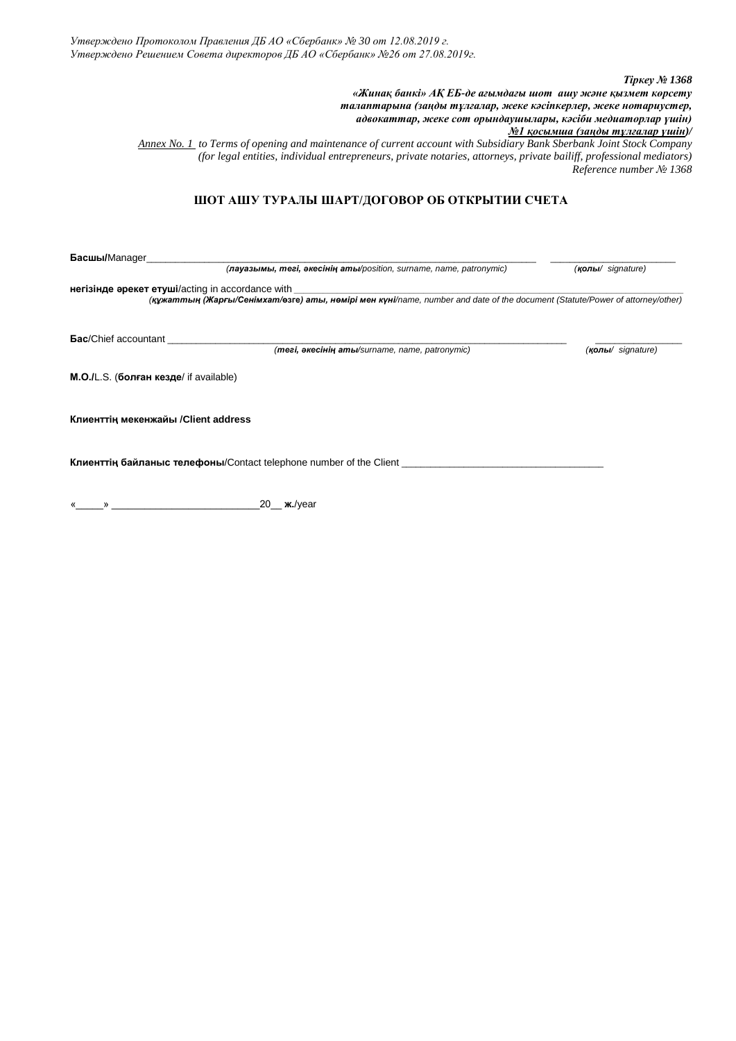*Утверждено Протоколом Правления ДБ АО «Сбербанк» № 30 от 12.08.2019 г.*
*Утверждено Решением Совета директоров ДБ АО «Сбербанк» №26 от 27.08.2019г.*

***Тіркеу № 1368***
***«Жинақ банкі» АҚ ЕБ-де ағымдағы шот ашу және қызмет көрсету талаптарына (заңды тұлғалар, жеке кәсіпкерлер, жеке нотариустер, адвокаттар, жеке сот орындаушылары, кәсіби медиаторлар үшін) №1 қосымша (заңды тұлғалар үшін)/***
*Annex No. 1 to Terms of opening and maintenance of current account with Subsidiary Bank Sberbank Joint Stock Company (for legal entities, individual entrepreneurs, private notaries, attorneys, private bailiff, professional mediators) Reference number № 1368*

## ШОТ АШУ ТУРАЛЫ ШАРТ/ДОГОВОР ОБ ОТКРЫТИИ СЧЕТА

**Басшы/**Manager_________________________________________________________________________ ______________________
(***лауазымы, тегі, әкесінің аты***/position, surname, name, patronymic) (***қолы***/ signature)

**негізінде әрекет етуші**/acting in accordance with _________________________________________________________________________
(***құжаттың (Жарғы/Сенімхат/өзге) аты, нөмірі мен күні***/name, number and date of the document (Statute/Power of attorney/other)

**Бас**/Chief accountant _________________________________________________________________________ ________________
(***тегі, әкесінің аты***/surname, name, patronymic) (***қолы***/ signature)

**М.О./**L.S. (**болған кезде**/ if available)

**Клиенттің мекенжайы /Client address**

**Клиенттің байланыс телефоны**/Contact telephone number of the Client ____________________________________

«_____» __________________________20__ **ж.**/year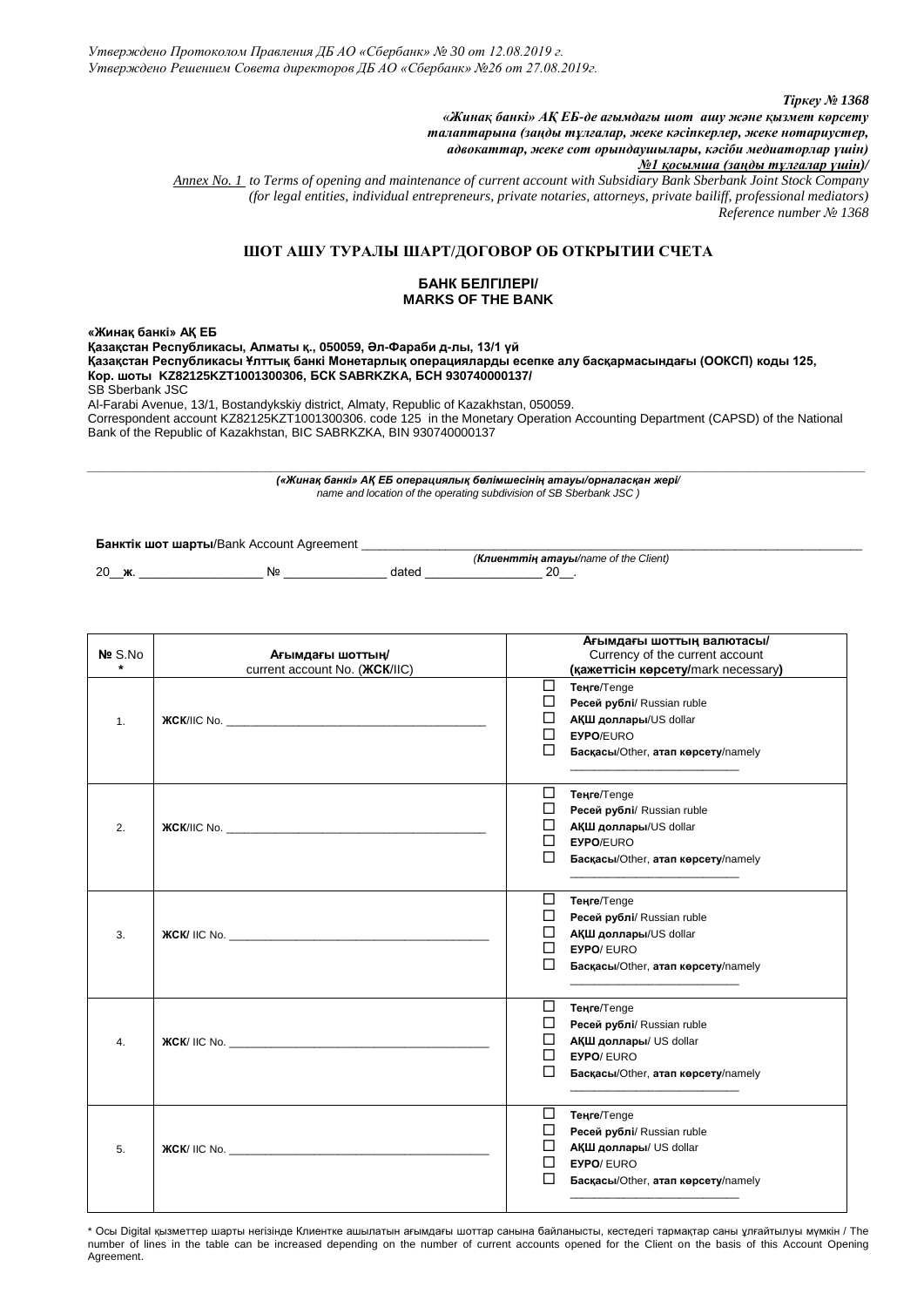*Утверждено Протоколом Правления ДБ АО «Сбербанк» № 30 от 12.08.2019 г.*
*Утверждено Решением Совета директоров ДБ АО «Сбербанк» №26 от 27.08.2019г.*

***Тіркеу № 1368***
***«Жинақ банкі» АҚ ЕБ-де ағымдағы шот ашу және қызмет көрсету талаптарына (заңды тұлғалар, жеке кәсіпкерлер, жеке нотариустер, адвокаттар, жеке сот орындаушылары, кәсіби медиаторлар үшін) №1 қосымша (заңды тұлғалар үшін)/***
*Annex No. 1 to Terms of opening and maintenance of current account with Subsidiary Bank Sberbank Joint Stock Company (for legal entities, individual entrepreneurs, private notaries, attorneys, private bailiff, professional mediators)*
*Reference number № 1368*

## ШОТ АШУ ТУРАЛЫ ШАРТ/ДОГОВОР ОБ ОТКРЫТИИ СЧЕТА

### БАНК БЕЛГІЛЕРІ/ MARKS OF THE BANK

**«Жинақ банкі» АҚ ЕБ**
**Қазақстан Республикасы, Алматы қ., 050059, Әл-Фараби д-лы, 13/1 үй**
**Қазақстан Республикасы Ұлттық банкі Монетарлық операцияларды есепке алу басқармасындағы (ООКСП) коды 125,**
**Кор. шоты KZ82125KZT1001300306, БСК SABRKZKA, БСН 930740000137/**
SB Sberbank JSC
Al-Farabi Avenue, 13/1, Bostandykskiy district, Almaty, Republic of Kazakhstan, 050059.
Correspondent account KZ82125KZT1001300306. code 125 in the Monetary Operation Accounting Department (CAPSD) of the National Bank of the Republic of Kazakhstan, BIC SABRKZKA, BIN 930740000137

_______________________________________________________________________________
***(«Жинақ банкі» АҚ ЕБ операциялық бөлімшесінің атауы/орналасқан жері/*** *name and location of the operating subdivision of SB Sberbank JSC )*

**Банктік шот шарты**/Bank Account Agreement ____________________________________________________________
(***Клиенттің атауы***/*name of the Client)*
20__**ж**. __________________ № _______________ dated _________________ 20__.

| № S.No * | Ағымдағы шоттың/ current account No. (ЖСК/IIC) | Ағымдағы шоттың валютасы/ Currency of the current account (қажеттісін көрсету/mark necessary) |
|---|---|---|
| 1. | **ЖСК**/IIC No. ___________________________________ | ☐ **Теңге**/Tenge<br>☐ **Ресей рублі**/ Russian ruble<br>☐ **АҚШ доллары**/US dollar<br>☐ **ЕУРО**/EURO<br>☐ **Басқасы**/Other, **атап көрсету**/namely ______________________ |
| 2. | **ЖСК**/IIC No. ___________________________________ | ☐ **Теңге**/Tenge<br>☐ **Ресей рублі**/ Russian ruble<br>☐ **АҚШ доллары**/US dollar<br>☐ **ЕУРО**/EURO<br>☐ **Басқасы**/Other, **атап көрсету**/namely ______________________ |
| 3. | **ЖСК**/ IIC No. ___________________________________ | ☐ **Теңге**/Tenge<br>☐ **Ресей рублі**/ Russian ruble<br>☐ **АҚШ доллары**/US dollar<br>☐ **ЕУРО**/ EURO<br>☐ **Басқасы**/Other, **атап көрсету**/namely ______________________ |
| 4. | **ЖСК**/ IIC No. ___________________________________ | ☐ **Теңге**/Tenge<br>☐ **Ресей рублі**/ Russian ruble<br>☐ **АҚШ доллары**/ US dollar<br>☐ **ЕУРО**/ EURO<br>☐ **Басқасы**/Other, **атап көрсету**/namely ______________________ |
| 5. | **ЖСК**/ IIC No. ___________________________________ | ☐ **Теңге**/Tenge<br>☐ **Ресей рублі**/ Russian ruble<br>☐ **АҚШ доллары**/ US dollar<br>☐ **ЕУРО**/ EURO<br>☐ **Басқасы**/Other, **атап көрсету**/namely ______________________ |

\* Осы Digital қызметтер шарты негізінде Клиентке ашылатын ағымдағы шоттар санына байланысты, кестедегі тармақтар саны ұлғайтылуы мүмкін / The number of lines in the table can be increased depending on the number of current accounts opened for the Client on the basis of this Account Opening Agreement.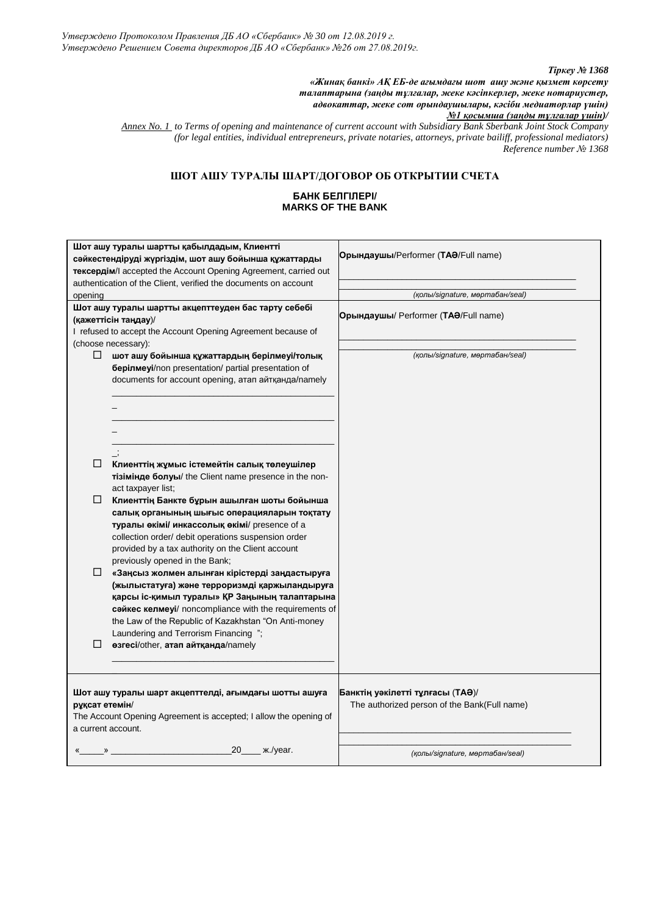*Утверждено Протоколом Правления ДБ АО «Сбербанк» № 30 от 12.08.2019 г.*
*Утверждено Решением Совета директоров ДБ АО «Сбербанк» №26 от 27.08.2019г.*

***Тіркеу № 1368***
***«Жинақ банкі» АҚ ЕБ-де ағымдағы шот ашу және қызмет көрсету талаптарына (заңды тұлғалар, жеке кәсіпкерлер, жеке нотариустер, адвокаттар, жеке сот орындаушылары, кәсіби медиаторлар үшін) №1 қосымша (заңды тұлғалар үшін)/***
*Annex No. 1 to Terms of opening and maintenance of current account with Subsidiary Bank Sberbank Joint Stock Company (for legal entities, individual entrepreneurs, private notaries, attorneys, private bailiff, professional mediators) Reference number № 1368*

## ШОТ АШУ ТУРАЛЫ ШАРТ/ДОГОВОР ОБ ОТКРЫТИИ СЧЕТА

### БАНК БЕЛГІЛЕРІ/ MARKS OF THE BANK

| | |
|---|---|
| **Шот ашу туралы шартты қабылдадым, Клиентті сәйкестендіруді жүргіздім, шот ашу бойынша құжаттарды тексердім**/I accepted the Account Opening Agreement, carried out authentication of the Client, verified the documents on account opening | **Орындаушы**/Performer (**ТАӘ**/Full name)<br>______________________________<br>______________________________<br>*(қолы/signature, мөртабан/seal)* |
| **Шот ашу туралы шартты акцепттеуден бас тарту себебі (қажеттісін таңдау)**/<br>I refused to accept the Account Opening Agreement because of (choose necessary):<br>☐ **шот ашу бойынша құжаттардың берілмеуі/толық берілмеуі**/non presentation/ partial presentation of documents for account opening, атап айтқанда/namely ______________________________<br>_ ______________________________<br>_ ______________________________<br>_;<br>☐ **Клиенттің жұмыс істемейтін салық төлеушілер тізімінде болуы**/ the Client name presence in the non-act taxpayer list;<br>☐ **Клиенттің Банкте бұрын ашылған шоты бойынша салық органының шығыс операцияларын тоқтату туралы өкімі/ инкассолық өкімі**/ presence of a collection order/ debit operations suspension order provided by a tax authority on the Client account previously opened in the Bank;<br>☐ **«Заңсыз жолмен алынған кірістерді заңдастыруға (жылыстатуға) және терроризмді қаржыландыруға қарсы іс-қимыл туралы» ҚР Заңының талаптарына сәйкес келмеуі**/ noncompliance with the requirements of the Law of the Republic of Kazakhstan "On Anti-money Laundering and Terrorism Financing ";<br>☐ **өзгесі**/other, **атап айтқанда**/namely ______________________________ | **Орындаушы**/ Performer (**ТАӘ**/Full name)<br>______________________________<br>______________________________<br>*(қолы/signature, мөртабан/seal)* |
| **Шот ашу туралы шарт акцепттелді, ағымдағы шотты ашуға рұқсат етемін**/<br>The Account Opening Agreement is accepted; I allow the opening of a current account.<br>«_____» ________________________20____ ж./year. | **Банктің уәкілетті тұлғасы** (**ТАӘ**)/<br>The authorized person of the Bank(Full name)<br>______________________________<br>______________________________<br>*(қолы/signature, мөртабан/seal)* |